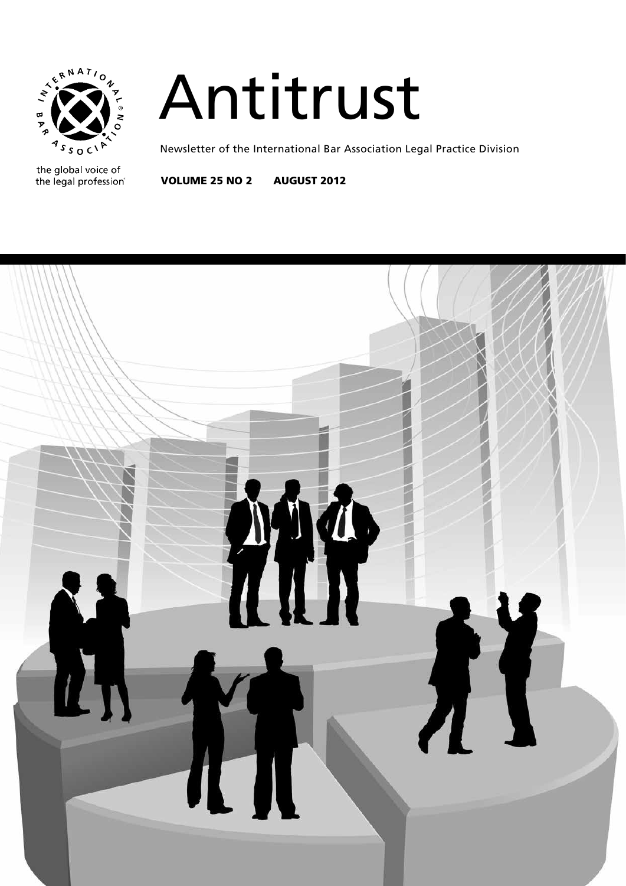INTERNATIONAL BAR ASSOCIATION

the global voice of the legal profession

# Antitrust

Newsletter of the International Bar Association Legal Practice Division

**VOLUME 25 NO 2 AUGUST 2012**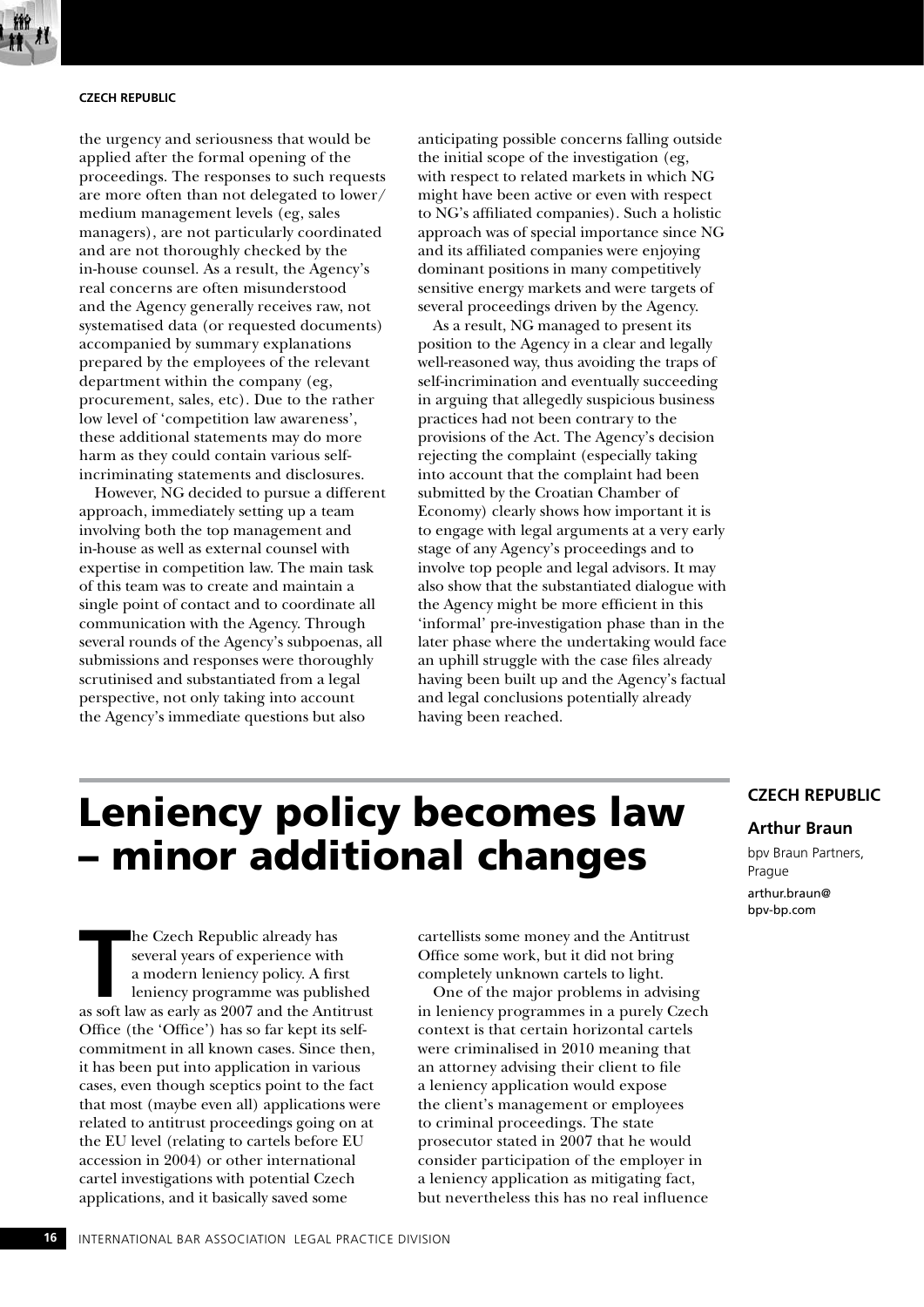the urgency and seriousness that would be applied after the formal opening of the proceedings. The responses to such requests are more often than not delegated to lower/medium management levels (eg, sales managers), are not particularly coordinated and are not thoroughly checked by the in-house counsel. As a result, the Agency's real concerns are often misunderstood and the Agency generally receives raw, not systematised data (or requested documents) accompanied by summary explanations prepared by the employees of the relevant department within the company (eg, procurement, sales, etc). Due to the rather low level of 'competition law awareness', these additional statements may do more harm as they could contain various self-incriminating statements and disclosures.

However, NG decided to pursue a different approach, immediately setting up a team involving both the top management and in-house as well as external counsel with expertise in competition law. The main task of this team was to create and maintain a single point of contact and to coordinate all communication with the Agency. Through several rounds of the Agency's subpoenas, all submissions and responses were thoroughly scrutinised and substantiated from a legal perspective, not only taking into account the Agency's immediate questions but also anticipating possible concerns falling outside the initial scope of the investigation (eg, with respect to related markets in which NG might have been active or even with respect to NG's affiliated companies). Such a holistic approach was of special importance since NG and its affiliated companies were enjoying dominant positions in many competitively sensitive energy markets and were targets of several proceedings driven by the Agency.

As a result, NG managed to present its position to the Agency in a clear and legally well-reasoned way, thus avoiding the traps of self-incrimination and eventually succeeding in arguing that allegedly suspicious business practices had not been contrary to the provisions of the Act. The Agency's decision rejecting the complaint (especially taking into account that the complaint had been submitted by the Croatian Chamber of Economy) clearly shows how important it is to engage with legal arguments at a very early stage of any Agency's proceedings and to involve top people and legal advisors. It may also show that the substantiated dialogue with the Agency might be more efficient in this 'informal' pre-investigation phase than in the later phase where the undertaking would face an uphill struggle with the case files already having been built up and the Agency's factual and legal conclusions potentially already having been reached.

# Leniency policy becomes law – minor additional changes

**CZECH REPUBLIC**

**Arthur Braun**

bpv Braun Partners, Prague

arthur.braun@bpv-bp.com

The Czech Republic already has several years of experience with a modern leniency policy. A first leniency programme was published as soft law as early as 2007 and the Antitrust Office (the 'Office') has so far kept its self-commitment in all known cases. Since then, it has been put into application in various cases, even though sceptics point to the fact that most (maybe even all) applications were related to antitrust proceedings going on at the EU level (relating to cartels before EU accession in 2004) or other international cartel investigations with potential Czech applications, and it basically saved some cartellists some money and the Antitrust Office some work, but it did not bring completely unknown cartels to light.

One of the major problems in advising in leniency programmes in a purely Czech context is that certain horizontal cartels were criminalised in 2010 meaning that an attorney advising their client to file a leniency application would expose the client's management or employees to criminal proceedings. The state prosecutor stated in 2007 that he would consider participation of the employer in a leniency application as mitigating fact, but nevertheless this has no real influence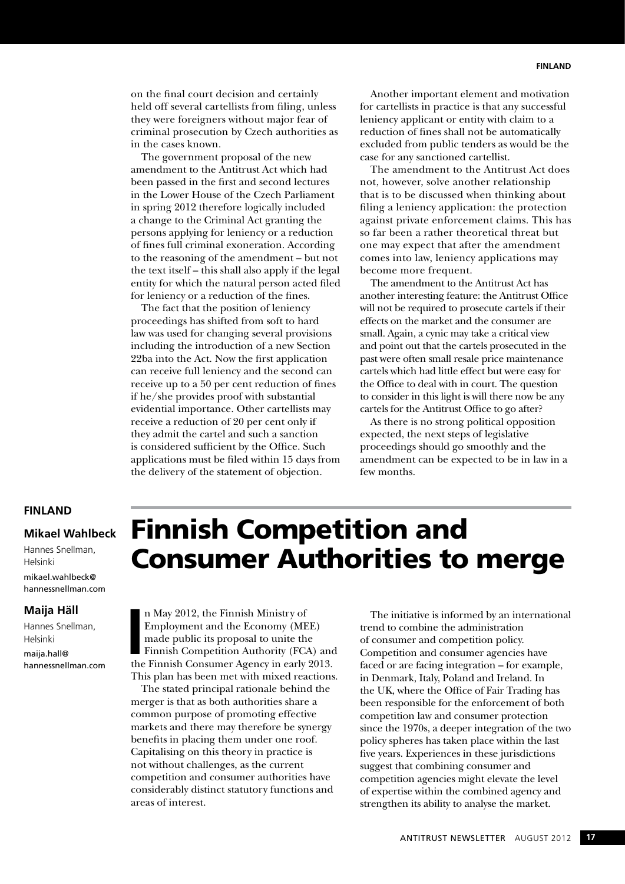on the final court decision and certainly held off several cartellists from filing, unless they were foreigners without major fear of criminal prosecution by Czech authorities as in the cases known.

The government proposal of the new amendment to the Antitrust Act which had been passed in the first and second lectures in the Lower House of the Czech Parliament in spring 2012 therefore logically included a change to the Criminal Act granting the persons applying for leniency or a reduction of fines full criminal exoneration. According to the reasoning of the amendment – but not the text itself – this shall also apply if the legal entity for which the natural person acted filed for leniency or a reduction of the fines.

The fact that the position of leniency proceedings has shifted from soft to hard law was used for changing several provisions including the introduction of a new Section 22ba into the Act. Now the first application can receive full leniency and the second can receive up to a 50 per cent reduction of fines if he/she provides proof with substantial evidential importance. Other cartellists may receive a reduction of 20 per cent only if they admit the cartel and such a sanction is considered sufficient by the Office. Such applications must be filed within 15 days from the delivery of the statement of objection.

Another important element and motivation for cartellists in practice is that any successful leniency applicant or entity with claim to a reduction of fines shall not be automatically excluded from public tenders as would be the case for any sanctioned cartellist.

The amendment to the Antitrust Act does not, however, solve another relationship that is to be discussed when thinking about filing a leniency application: the protection against private enforcement claims. This has so far been a rather theoretical threat but one may expect that after the amendment comes into law, leniency applications may become more frequent.

The amendment to the Antitrust Act has another interesting feature: the Antitrust Office will not be required to prosecute cartels if their effects on the market and the consumer are small. Again, a cynic may take a critical view and point out that the cartels prosecuted in the past were often small resale price maintenance cartels which had little effect but were easy for the Office to deal with in court. The question to consider in this light is will there now be any cartels for the Antitrust Office to go after?

As there is no strong political opposition expected, the next steps of legislative proceedings should go smoothly and the amendment can be expected to be in law in a few months.

## FINLAND

**Mikael Wahlbeck**
Hannes Snellman, Helsinki
mikael.wahlbeck@hannessnellman.com

**Maija Häll**
Hannes Snellman, Helsinki
maija.hall@hannessnellman.com

# Finnish Competition and Consumer Authorities to merge

In May 2012, the Finnish Ministry of Employment and the Economy (MEE) made public its proposal to unite the Finnish Competition Authority (FCA) and the Finnish Consumer Agency in early 2013. This plan has been met with mixed reactions.

The stated principal rationale behind the merger is that as both authorities share a common purpose of promoting effective markets and there may therefore be synergy benefits in placing them under one roof. Capitalising on this theory in practice is not without challenges, as the current competition and consumer authorities have considerably distinct statutory functions and areas of interest.

The initiative is informed by an international trend to combine the administration of consumer and competition policy. Competition and consumer agencies have faced or are facing integration – for example, in Denmark, Italy, Poland and Ireland. In the UK, where the Office of Fair Trading has been responsible for the enforcement of both competition law and consumer protection since the 1970s, a deeper integration of the two policy spheres has taken place within the last five years. Experiences in these jurisdictions suggest that combining consumer and competition agencies might elevate the level of expertise within the combined agency and strengthen its ability to analyse the market.